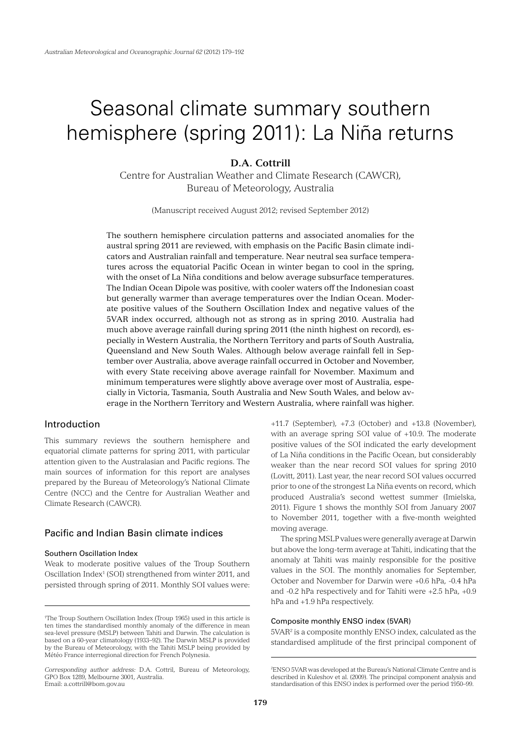# Seasonal climate summary southern hemisphere (spring 2011): La Niña returns

**D.A. Cottrill**

Centre for Australian Weather and Climate Research (CAWCR), Bureau of Meteorology, Australia

(Manuscript received August 2012; revised September 2012)

The southern hemisphere circulation patterns and associated anomalies for the austral spring 2011 are reviewed, with emphasis on the Pacific Basin climate indicators and Australian rainfall and temperature. Near neutral sea surface temperatures across the equatorial Pacific Ocean in winter began to cool in the spring, with the onset of La Niña conditions and below average subsurface temperatures. The Indian Ocean Dipole was positive, with cooler waters off the Indonesian coast but generally warmer than average temperatures over the Indian Ocean. Moderate positive values of the Southern Oscillation Index and negative values of the 5VAR index occurred, although not as strong as in spring 2010. Australia had much above average rainfall during spring 2011 (the ninth highest on record), especially in Western Australia, the Northern Territory and parts of South Australia, Queensland and New South Wales. Although below average rainfall fell in September over Australia, above average rainfall occurred in October and November, with every State receiving above average rainfall for November. Maximum and minimum temperatures were slightly above average over most of Australia, especially in Victoria, Tasmania, South Australia and New South Wales, and below average in the Northern Territory and Western Australia, where rainfall was higher.

## Introduction

This summary reviews the southern hemisphere and equatorial climate patterns for spring 2011, with particular attention given to the Australasian and Pacific regions. The main sources of information for this report are analyses prepared by the Bureau of Meteorology's National Climate Centre (NCC) and the Centre for Australian Weather and Climate Research (CAWCR).

## Pacific and Indian Basin climate indices

### Southern Oscillation Index

Weak to moderate positive values of the Troup Southern Oscillation Index[1] (SOI) strengthened from winter 2011, and persisted through spring of 2011. Monthly SOI values were: +11.7 (September), +7.3 (October) and +13.8 (November), with an average spring SOI value of +10.9. The moderate positive values of the SOI indicated the early development of La Niña conditions in the Pacific Ocean, but considerably weaker than the near record SOI values for spring 2010 (Lovitt, 2011). Last year, the near record SOI values occurred prior to one of the strongest La Niña events on record, which produced Australia's second wettest summer (Imielska, 2011). Figure 1 shows the monthly SOI from January 2007 to November 2011, together with a five-month weighted moving average.

The spring MSLP values were generally average at Darwin but above the long-term average at Tahiti, indicating that the anomaly at Tahiti was mainly responsible for the positive values in the SOI. The monthly anomalies for September, October and November for Darwin were +0.6 hPa, -0.4 hPa and -0.2 hPa respectively and for Tahiti were +2.5 hPa, +0.9 hPa and +1.9 hPa respectively.

### Composite monthly ENSO index (5VAR)

5VAR[2] is a composite monthly ENSO index, calculated as the standardised amplitude of the first principal component of

[1]The Troup Southern Oscillation Index (Troup 1965) used in this article is ten times the standardised monthly anomaly of the difference in mean sea-level pressure (MSLP) between Tahiti and Darwin. The calculation is based on a 60-year climatology (1933–92). The Darwin MSLP is provided by the Bureau of Meteorology, with the Tahiti MSLP being provided by Météo France interregional direction for French Polynesia.

[2]ENSO 5VAR was developed at the Bureau's National Climate Centre and is described in Kuleshov et al. (2009). The principal component analysis and standardisation of this ENSO index is performed over the period 1950–99.

*Corresponding author address:* D.A. Cottril, Bureau of Meteorology, GPO Box 1289, Melbourne 3001, Australia.
Email: a.cottrill@bom.gov.au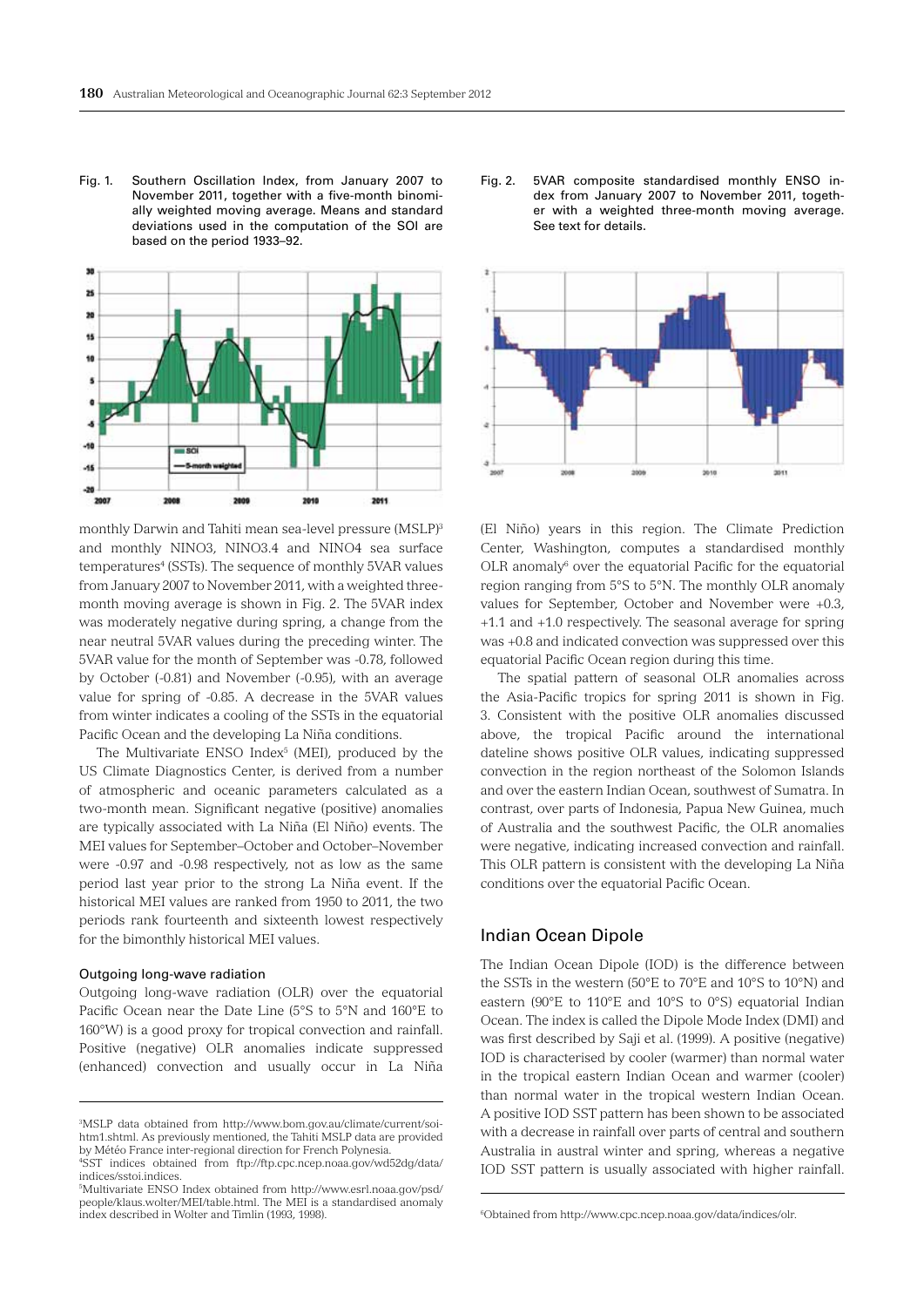Fig. 1. Southern Oscillation Index, from January 2007 to November 2011, together with a five-month binomially weighted moving average. Means and standard deviations used in the computation of the SOI are based on the period 1933–92.

Fig. 2. 5VAR composite standardised monthly ENSO index from January 2007 to November 2011, together with a weighted three-month moving average. See text for details.

monthly Darwin and Tahiti mean sea-level pressure (MSLP)[3] and monthly NINO3, NINO3.4 and NINO4 sea surface temperatures[4] (SSTs). The sequence of monthly 5VAR values from January 2007 to November 2011, with a weighted three-month moving average is shown in Fig. 2. The 5VAR index was moderately negative during spring, a change from the near neutral 5VAR values during the preceding winter. The 5VAR value for the month of September was -0.78, followed by October (-0.81) and November (-0.95), with an average value for spring of -0.85. A decrease in the 5VAR values from winter indicates a cooling of the SSTs in the equatorial Pacific Ocean and the developing La Niña conditions.

The Multivariate ENSO Index[5] (MEI), produced by the US Climate Diagnostics Center, is derived from a number of atmospheric and oceanic parameters calculated as a two-month mean. Significant negative (positive) anomalies are typically associated with La Niña (El Niño) events. The MEI values for September–October and October–November were -0.97 and -0.98 respectively, not as low as the same period last year prior to the strong La Niña event. If the historical MEI values are ranked from 1950 to 2011, the two periods rank fourteenth and sixteenth lowest respectively for the bimonthly historical MEI values.

### Outgoing long-wave radiation

Outgoing long-wave radiation (OLR) over the equatorial Pacific Ocean near the Date Line (5°S to 5°N and 160°E to 160°W) is a good proxy for tropical convection and rainfall. Positive (negative) OLR anomalies indicate suppressed (enhanced) convection and usually occur in La Niña (El Niño) years in this region. The Climate Prediction Center, Washington, computes a standardised monthly OLR anomaly[6] over the equatorial Pacific for the equatorial region ranging from 5°S to 5°N. The monthly OLR anomaly values for September, October and November were +0.3, +1.1 and +1.0 respectively. The seasonal average for spring was +0.8 and indicated convection was suppressed over this equatorial Pacific Ocean region during this time.

The spatial pattern of seasonal OLR anomalies across the Asia-Pacific tropics for spring 2011 is shown in Fig. 3. Consistent with the positive OLR anomalies discussed above, the tropical Pacific around the international dateline shows positive OLR values, indicating suppressed convection in the region northeast of the Solomon Islands and over the eastern Indian Ocean, southwest of Sumatra. In contrast, over parts of Indonesia, Papua New Guinea, much of Australia and the southwest Pacific, the OLR anomalies were negative, indicating increased convection and rainfall. This OLR pattern is consistent with the developing La Niña conditions over the equatorial Pacific Ocean.

## Indian Ocean Dipole

The Indian Ocean Dipole (IOD) is the difference between the SSTs in the western (50°E to 70°E and 10°S to 10°N) and eastern (90°E to 110°E and 10°S to 0°S) equatorial Indian Ocean. The index is called the Dipole Mode Index (DMI) and was first described by Saji et al. (1999). A positive (negative) IOD is characterised by cooler (warmer) than normal water in the tropical eastern Indian Ocean and warmer (cooler) than normal water in the tropical western Indian Ocean. A positive IOD SST pattern has been shown to be associated with a decrease in rainfall over parts of central and southern Australia in austral winter and spring, whereas a negative IOD SST pattern is usually associated with higher rainfall.

---

[3] MSLP data obtained from http://www.bom.gov.au/climate/current/soihtm1.shtml. As previously mentioned, the Tahiti MSLP data are provided by Météo France inter-regional direction for French Polynesia.

[4] SST indices obtained from ftp://ftp.cpc.ncep.noaa.gov/wd52dg/data/indices/sstoi.indices.

[5] Multivariate ENSO Index obtained from http://www.esrl.noaa.gov/psd/people/klaus.wolter/MEI/table.html. The MEI is a standardised anomaly index described in Wolter and Timlin (1993, 1998).

[6] Obtained from http://www.cpc.ncep.noaa.gov/data/indices/olr.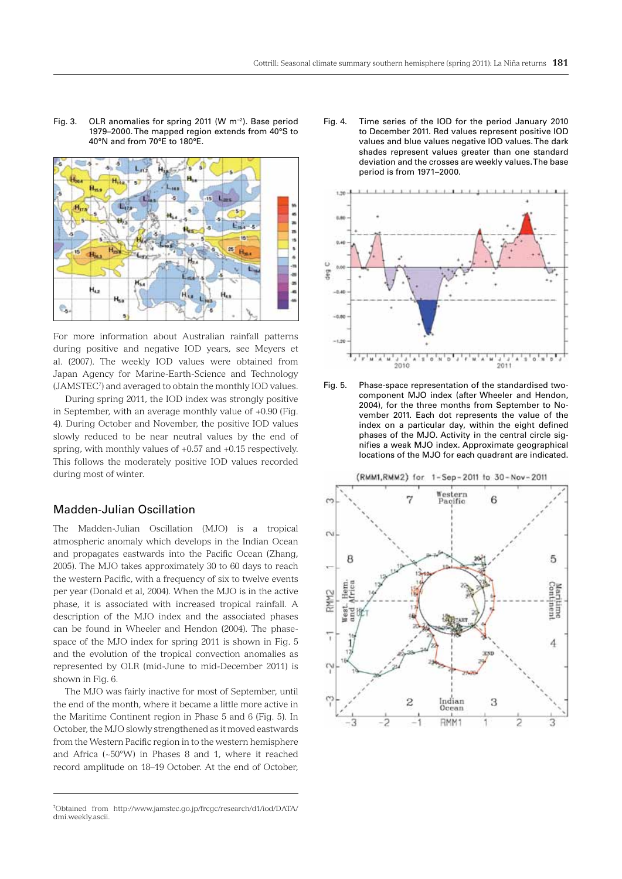Fig. 3. OLR anomalies for spring 2011 (W m$^{-2}$). Base period 1979–2000. The mapped region extends from 40°S to 40°N and from 70°E to 180°E.

For more information about Australian rainfall patterns during positive and negative IOD years, see Meyers et al. (2007). The weekly IOD values were obtained from Japan Agency for Marine-Earth-Science and Technology (JAMSTEC[7]) and averaged to obtain the monthly IOD values.

During spring 2011, the IOD index was strongly positive in September, with an average monthly value of +0.90 (Fig. 4). During October and November, the positive IOD values slowly reduced to be near neutral values by the end of spring, with monthly values of +0.57 and +0.15 respectively. This follows the moderately positive IOD values recorded during most of winter.

## Madden-Julian Oscillation

The Madden-Julian Oscillation (MJO) is a tropical atmospheric anomaly which develops in the Indian Ocean and propagates eastwards into the Pacific Ocean (Zhang, 2005). The MJO takes approximately 30 to 60 days to reach the western Pacific, with a frequency of six to twelve events per year (Donald et al, 2004). When the MJO is in the active phase, it is associated with increased tropical rainfall. A description of the MJO index and the associated phases can be found in Wheeler and Hendon (2004). The phase-space of the MJO index for spring 2011 is shown in Fig. 5 and the evolution of the tropical convection anomalies as represented by OLR (mid-June to mid-December 2011) is shown in Fig. 6.

The MJO was fairly inactive for most of September, until the end of the month, where it became a little more active in the Maritime Continent region in Phase 5 and 6 (Fig. 5). In October, the MJO slowly strengthened as it moved eastwards from the Western Pacific region in to the western hemisphere and Africa (~50°W) in Phases 8 and 1, where it reached record amplitude on 18–19 October. At the end of October,

Fig. 4. Time series of the IOD for the period January 2010 to December 2011. Red values represent positive IOD values and blue values negative IOD values. The dark shades represent values greater than one standard deviation and the crosses are weekly values. The base period is from 1971–2000.

Fig. 5. Phase-space representation of the standardised two-component MJO index (after Wheeler and Hendon, 2004), for the three months from September to November 2011. Each dot represents the value of the index on a particular day, within the eight defined phases of the MJO. Activity in the central circle signifies a weak MJO index. Approximate geographical locations of the MJO for each quadrant are indicated.

[7] Obtained from http://www.jamstec.go.jp/frcgc/research/d1/iod/DATA/dmi.weekly.ascii.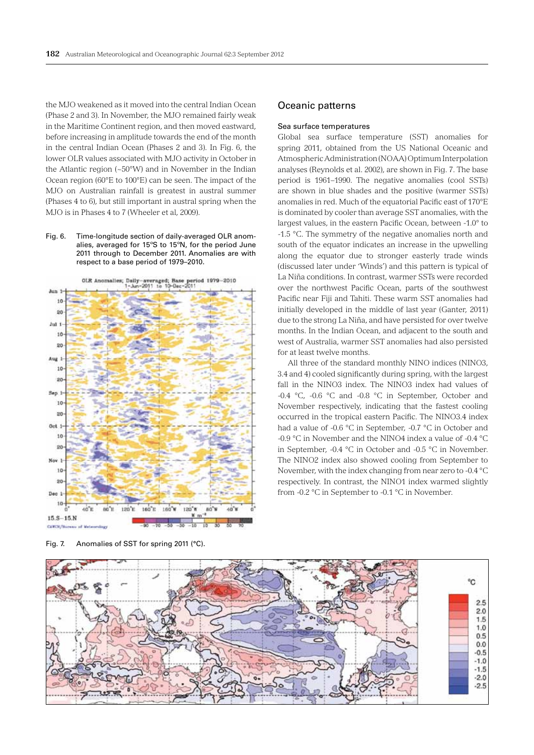the MJO weakened as it moved into the central Indian Ocean (Phase 2 and 3). In November, the MJO remained fairly weak in the Maritime Continent region, and then moved eastward, before increasing in amplitude towards the end of the month in the central Indian Ocean (Phases 2 and 3). In Fig. 6, the lower OLR values associated with MJO activity in October in the Atlantic region (~50°W) and in November in the Indian Ocean region (60°E to 100°E) can be seen. The impact of the MJO on Australian rainfall is greatest in austral summer (Phases 4 to 6), but still important in austral spring when the MJO is in Phases 4 to 7 (Wheeler et al, 2009).

Fig. 6. Time-longitude section of daily-averaged OLR anomalies, averaged for 15ºS to 15ºN, for the period June 2011 through to December 2011. Anomalies are with respect to a base period of 1979–2010.

Fig. 7. Anomalies of SST for spring 2011 (°C).

## Oceanic patterns

### Sea surface temperatures

Global sea surface temperature (SST) anomalies for spring 2011, obtained from the US National Oceanic and Atmospheric Administration (NOAA) Optimum Interpolation analyses (Reynolds et al. 2002), are shown in Fig. 7. The base period is 1961–1990. The negative anomalies (cool SSTs) are shown in blue shades and the positive (warmer SSTs) anomalies in red. Much of the equatorial Pacific east of 170°E is dominated by cooler than average SST anomalies, with the largest values, in the eastern Pacific Ocean, between -1.0° to -1.5 °C. The symmetry of the negative anomalies north and south of the equator indicates an increase in the upwelling along the equator due to stronger easterly trade winds (discussed later under 'Winds') and this pattern is typical of La Niña conditions. In contrast, warmer SSTs were recorded over the northwest Pacific Ocean, parts of the southwest Pacific near Fiji and Tahiti. These warm SST anomalies had initially developed in the middle of last year (Ganter, 2011) due to the strong La Niña, and have persisted for over twelve months. In the Indian Ocean, and adjacent to the south and west of Australia, warmer SST anomalies had also persisted for at least twelve months.

All three of the standard monthly NINO indices (NINO3, 3.4 and 4) cooled significantly during spring, with the largest fall in the NINO3 index. The NINO3 index had values of -0.4 °C, -0.6 °C and -0.8 °C in September, October and November respectively, indicating that the fastest cooling occurred in the tropical eastern Pacific. The NINO3.4 index had a value of -0.6 °C in September, -0.7 °C in October and -0.9 °C in November and the NINO4 index a value of -0.4 °C in September, -0.4 °C in October and -0.5 °C in November. The NINO2 index also showed cooling from September to November, with the index changing from near zero to -0.4 °C respectively. In contrast, the NINO1 index warmed slightly from -0.2 °C in September to -0.1 °C in November.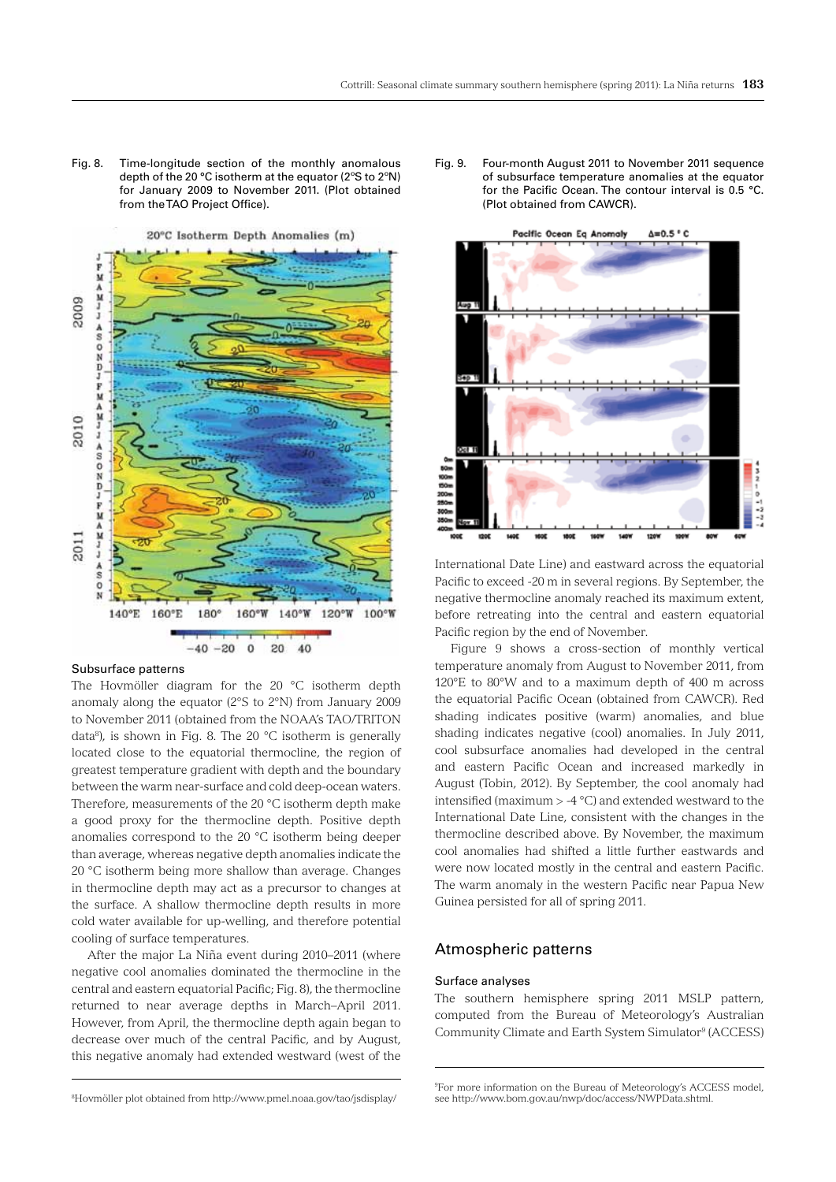Fig. 8. Time-longitude section of the monthly anomalous depth of the 20 °C isotherm at the equator (2°S to 2°N) for January 2009 to November 2011. (Plot obtained from the TAO Project Office).

Fig. 9. Four-month August 2011 to November 2011 sequence of subsurface temperature anomalies at the equator for the Pacific Ocean. The contour interval is 0.5 °C. (Plot obtained from CAWCR).

### Subsurface patterns

The Hovmöller diagram for the 20 °C isotherm depth anomaly along the equator (2°S to 2°N) from January 2009 to November 2011 (obtained from the NOAA's TAO/TRITON data[8]), is shown in Fig. 8. The 20 °C isotherm is generally located close to the equatorial thermocline, the region of greatest temperature gradient with depth and the boundary between the warm near-surface and cold deep-ocean waters. Therefore, measurements of the 20 °C isotherm depth make a good proxy for the thermocline depth. Positive depth anomalies correspond to the 20 °C isotherm being deeper than average, whereas negative depth anomalies indicate the 20 °C isotherm being more shallow than average. Changes in thermocline depth may act as a precursor to changes at the surface. A shallow thermocline depth results in more cold water available for up-welling, and therefore potential cooling of surface temperatures.

After the major La Niña event during 2010–2011 (where negative cool anomalies dominated the thermocline in the central and eastern equatorial Pacific; Fig. 8), the thermocline returned to near average depths in March–April 2011. However, from April, the thermocline depth again began to decrease over much of the central Pacific, and by August, this negative anomaly had extended westward (west of the International Date Line) and eastward across the equatorial Pacific to exceed -20 m in several regions. By September, the negative thermocline anomaly reached its maximum extent, before retreating into the central and eastern equatorial Pacific region by the end of November.

Figure 9 shows a cross-section of monthly vertical temperature anomaly from August to November 2011, from 120°E to 80°W and to a maximum depth of 400 m across the equatorial Pacific Ocean (obtained from CAWCR). Red shading indicates positive (warm) anomalies, and blue shading indicates negative (cool) anomalies. In July 2011, cool subsurface anomalies had developed in the central and eastern Pacific Ocean and increased markedly in August (Tobin, 2012). By September, the cool anomaly had intensified (maximum > -4 °C) and extended westward to the International Date Line, consistent with the changes in the thermocline described above. By November, the maximum cool anomalies had shifted a little further eastwards and were now located mostly in the central and eastern Pacific. The warm anomaly in the western Pacific near Papua New Guinea persisted for all of spring 2011.

## Atmospheric patterns

### Surface analyses

The southern hemisphere spring 2011 MSLP pattern, computed from the Bureau of Meteorology's Australian Community Climate and Earth System Simulator[9] (ACCESS)

[8]Hovmöller plot obtained from http://www.pmel.noaa.gov/tao/jsdisplay/

[9]For more information on the Bureau of Meteorology's ACCESS model, see http://www.bom.gov.au/nwp/doc/access/NWPData.shtml.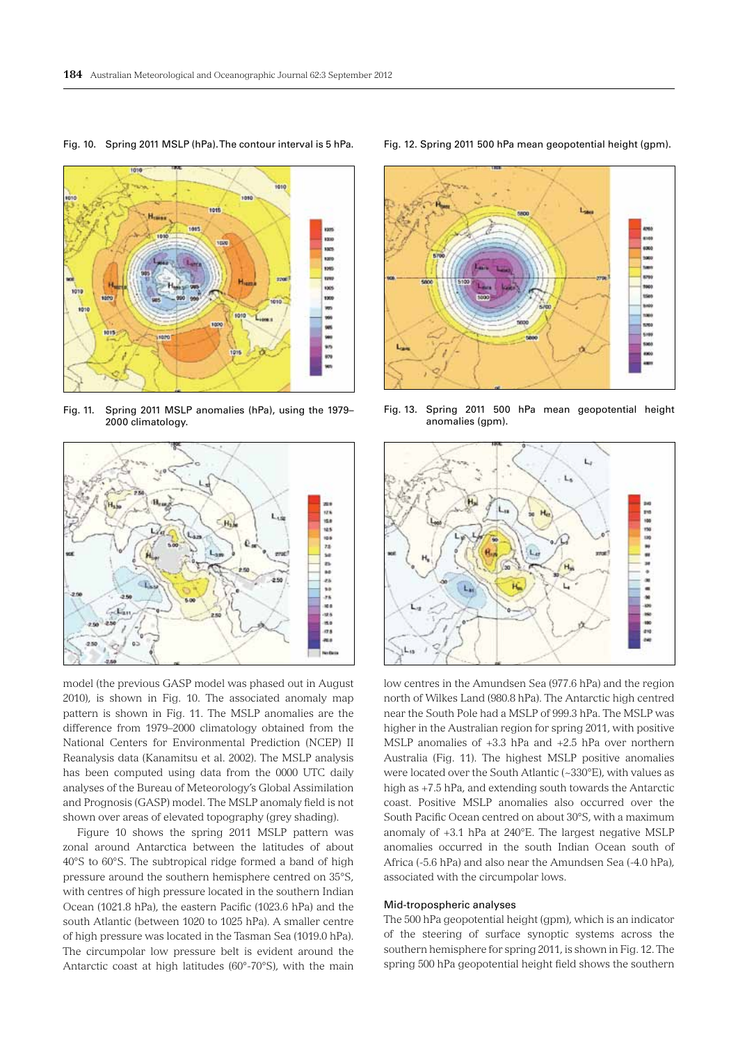Fig. 10. Spring 2011 MSLP (hPa). The contour interval is 5 hPa.

Fig. 11. Spring 2011 MSLP anomalies (hPa), using the 1979–2000 climatology.

Fig. 12. Spring 2011 500 hPa mean geopotential height (gpm).

Fig. 13. Spring 2011 500 hPa mean geopotential height anomalies (gpm).

model (the previous GASP model was phased out in August 2010), is shown in Fig. 10. The associated anomaly map pattern is shown in Fig. 11. The MSLP anomalies are the difference from 1979–2000 climatology obtained from the National Centers for Environmental Prediction (NCEP) II Reanalysis data (Kanamitsu et al. 2002). The MSLP analysis has been computed using data from the 0000 UTC daily analyses of the Bureau of Meteorology's Global Assimilation and Prognosis (GASP) model. The MSLP anomaly field is not shown over areas of elevated topography (grey shading).

Figure 10 shows the spring 2011 MSLP pattern was zonal around Antarctica between the latitudes of about 40°S to 60°S. The subtropical ridge formed a band of high pressure around the southern hemisphere centred on 35°S, with centres of high pressure located in the southern Indian Ocean (1021.8 hPa), the eastern Pacific (1023.6 hPa) and the south Atlantic (between 1020 to 1025 hPa). A smaller centre of high pressure was located in the Tasman Sea (1019.0 hPa). The circumpolar low pressure belt is evident around the Antarctic coast at high latitudes (60°-70°S), with the main low centres in the Amundsen Sea (977.6 hPa) and the region north of Wilkes Land (980.8 hPa). The Antarctic high centred near the South Pole had a MSLP of 999.3 hPa. The MSLP was higher in the Australian region for spring 2011, with positive MSLP anomalies of +3.3 hPa and +2.5 hPa over northern Australia (Fig. 11). The highest MSLP positive anomalies were located over the South Atlantic (~330°E), with values as high as +7.5 hPa, and extending south towards the Antarctic coast. Positive MSLP anomalies also occurred over the South Pacific Ocean centred on about 30°S, with a maximum anomaly of +3.1 hPa at 240°E. The largest negative MSLP anomalies occurred in the south Indian Ocean south of Africa (-5.6 hPa) and also near the Amundsen Sea (-4.0 hPa), associated with the circumpolar lows.

### Mid-tropospheric analyses

The 500 hPa geopotential height (gpm), which is an indicator of the steering of surface synoptic systems across the southern hemisphere for spring 2011, is shown in Fig. 12. The spring 500 hPa geopotential height field shows the southern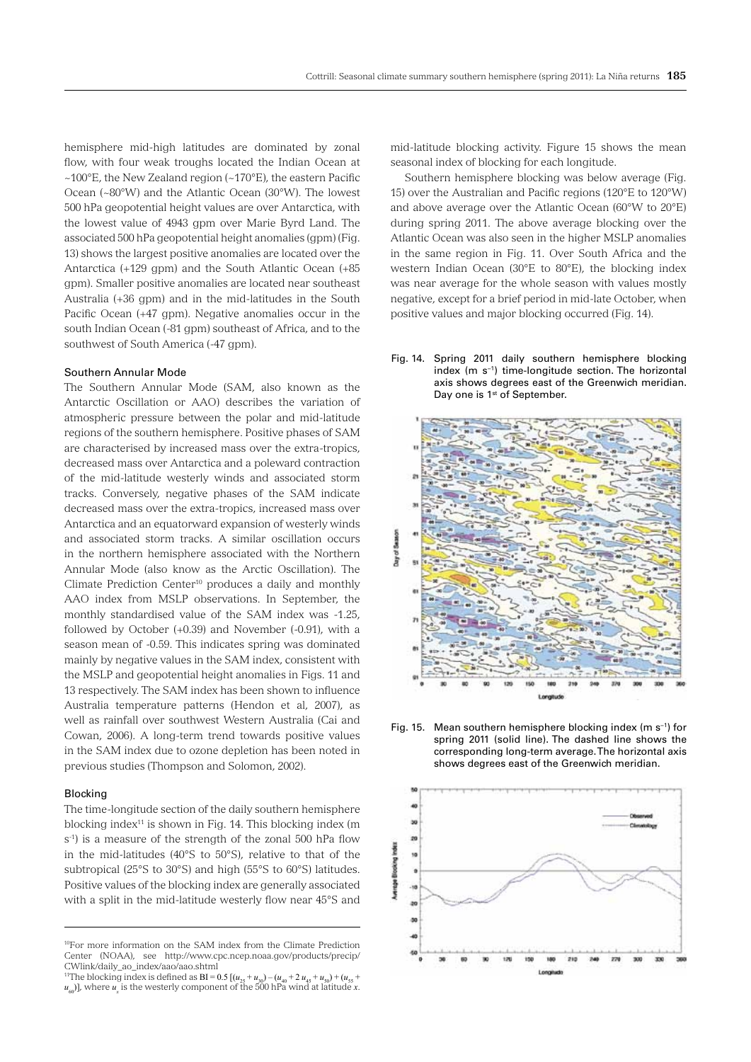hemisphere mid-high latitudes are dominated by zonal flow, with four weak troughs located the Indian Ocean at ~100°E, the New Zealand region (~170°E), the eastern Pacific Ocean (~80°W) and the Atlantic Ocean (30°W). The lowest 500 hPa geopotential height values are over Antarctica, with the lowest value of 4943 gpm over Marie Byrd Land. The associated 500 hPa geopotential height anomalies (gpm) (Fig. 13) shows the largest positive anomalies are located over the Antarctica (+129 gpm) and the South Atlantic Ocean (+85 gpm). Smaller positive anomalies are located near southeast Australia (+36 gpm) and in the mid-latitudes in the South Pacific Ocean (+47 gpm). Negative anomalies occur in the south Indian Ocean (-81 gpm) southeast of Africa, and to the southwest of South America (-47 gpm).

### Southern Annular Mode

The Southern Annular Mode (SAM, also known as the Antarctic Oscillation or AAO) describes the variation of atmospheric pressure between the polar and mid-latitude regions of the southern hemisphere. Positive phases of SAM are characterised by increased mass over the extra-tropics, decreased mass over Antarctica and a poleward contraction of the mid-latitude westerly winds and associated storm tracks. Conversely, negative phases of the SAM indicate decreased mass over the extra-tropics, increased mass over Antarctica and an equatorward expansion of westerly winds and associated storm tracks. A similar oscillation occurs in the northern hemisphere associated with the Northern Annular Mode (also know as the Arctic Oscillation). The Climate Prediction Center[10] produces a daily and monthly AAO index from MSLP observations. In September, the monthly standardised value of the SAM index was -1.25, followed by October (+0.39) and November (-0.91), with a season mean of -0.59. This indicates spring was dominated mainly by negative values in the SAM index, consistent with the MSLP and geopotential height anomalies in Figs. 11 and 13 respectively. The SAM index has been shown to influence Australia temperature patterns (Hendon et al, 2007), as well as rainfall over southwest Western Australia (Cai and Cowan, 2006). A long-term trend towards positive values in the SAM index due to ozone depletion has been noted in previous studies (Thompson and Solomon, 2002).

### Blocking

The time-longitude section of the daily southern hemisphere blocking index[11] is shown in Fig. 14. This blocking index (m s$^{-1}$) is a measure of the strength of the zonal 500 hPa flow in the mid-latitudes (40°S to 50°S), relative to that of the subtropical (25°S to 30°S) and high (55°S to 60°S) latitudes. Positive values of the blocking index are generally associated with a split in the mid-latitude westerly flow near 45°S and mid-latitude blocking activity. Figure 15 shows the mean seasonal index of blocking for each longitude.

Southern hemisphere blocking was below average (Fig. 15) over the Australian and Pacific regions (120°E to 120°W) and above average over the Atlantic Ocean (60°W to 20°E) during spring 2011. The above average blocking over the Atlantic Ocean was also seen in the higher MSLP anomalies in the same region in Fig. 11. Over South Africa and the western Indian Ocean (30°E to 80°E), the blocking index was near average for the whole season with values mostly negative, except for a brief period in mid-late October, when positive values and major blocking occurred (Fig. 14).

Fig. 14. Spring 2011 daily southern hemisphere blocking index (m s$^{-1}$) time-longitude section. The horizontal axis shows degrees east of the Greenwich meridian. Day one is 1st of September.

Fig. 15. Mean southern hemisphere blocking index (m s$^{-1}$) for spring 2011 (solid line). The dashed line shows the corresponding long-term average. The horizontal axis shows degrees east of the Greenwich meridian.

---

[10] For more information on the SAM index from the Climate Prediction Center (NOAA), see http://www.cpc.ncep.noaa.gov/products/precip/CWlink/daily_ao_index/aao/aao.shtml

[11] The blocking index is defined as $BI = 0.5\,[(u_{25} + u_{30}) - (u_{40} + 2\,u_{45} + u_{50}) + (u_{55} + u_{60})]$, where $u_x$ is the westerly component of the 500 hPa wind at latitude $x$.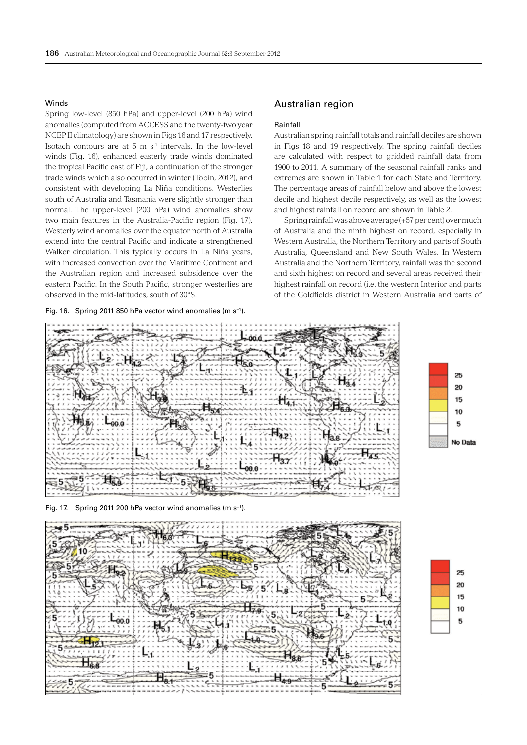### Winds

Spring low-level (850 hPa) and upper-level (200 hPa) wind anomalies (computed from ACCESS and the twenty-two year NCEP II climatology) are shown in Figs 16 and 17 respectively. Isotach contours are at 5 m s$^{-1}$ intervals. In the low-level winds (Fig. 16), enhanced easterly trade winds dominated the tropical Pacific east of Fiji, a continuation of the stronger trade winds which also occurred in winter (Tobin, 2012), and consistent with developing La Niña conditions. Westerlies south of Australia and Tasmania were slightly stronger than normal. The upper-level (200 hPa) wind anomalies show two main features in the Australia-Pacific region (Fig. 17). Westerly wind anomalies over the equator north of Australia extend into the central Pacific and indicate a strengthened Walker circulation. This typically occurs in La Niña years, with increased convection over the Maritime Continent and the Australian region and increased subsidence over the eastern Pacific. In the South Pacific, stronger westerlies are observed in the mid-latitudes, south of 30°S.

## Australian region

### Rainfall

Australian spring rainfall totals and rainfall deciles are shown in Figs 18 and 19 respectively. The spring rainfall deciles are calculated with respect to gridded rainfall data from 1900 to 2011. A summary of the seasonal rainfall ranks and extremes are shown in Table 1 for each State and Territory. The percentage areas of rainfall below and above the lowest decile and highest decile respectively, as well as the lowest and highest rainfall on record are shown in Table 2.

Spring rainfall was above average (+57 per cent) over much of Australia and the ninth highest on record, especially in Western Australia, the Northern Territory and parts of South Australia, Queensland and New South Wales. In Western Australia and the Northern Territory, rainfall was the second and sixth highest on record and several areas received their highest rainfall on record (i.e. the western Interior and parts of the Goldfields district in Western Australia and parts of

Fig. 16. Spring 2011 850 hPa vector wind anomalies (m s$^{-1}$).

Fig. 17. Spring 2011 200 hPa vector wind anomalies (m s$^{-1}$).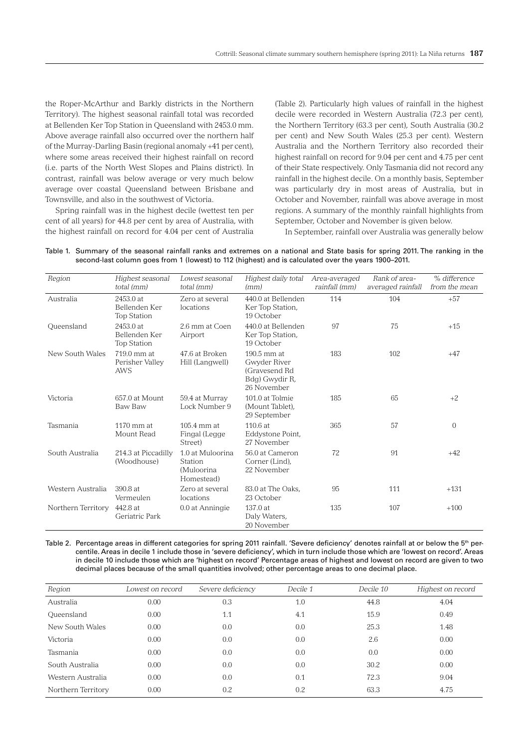the Roper-McArthur and Barkly districts in the Northern Territory). The highest seasonal rainfall total was recorded at Bellenden Ker Top Station in Queensland with 2453.0 mm. Above average rainfall also occurred over the northern half of the Murray-Darling Basin (regional anomaly +41 per cent), where some areas received their highest rainfall on record (i.e. parts of the North West Slopes and Plains district). In contrast, rainfall was below average or very much below average over coastal Queensland between Brisbane and Townsville, and also in the southwest of Victoria.

Spring rainfall was in the highest decile (wettest ten per cent of all years) for 44.8 per cent by area of Australia, with the highest rainfall on record for 4.04 per cent of Australia (Table 2). Particularly high values of rainfall in the highest decile were recorded in Western Australia (72.3 per cent), the Northern Territory (63.3 per cent), South Australia (30.2 per cent) and New South Wales (25.3 per cent). Western Australia and the Northern Territory also recorded their highest rainfall on record for 9.04 per cent and 4.75 per cent of their State respectively. Only Tasmania did not record any rainfall in the highest decile. On a monthly basis, September was particularly dry in most areas of Australia, but in October and November, rainfall was above average in most regions. A summary of the monthly rainfall highlights from September, October and November is given below.

In September, rainfall over Australia was generally below

Table 1. Summary of the seasonal rainfall ranks and extremes on a national and State basis for spring 2011. The ranking in the second-last column goes from 1 (lowest) to 112 (highest) and is calculated over the years 1900–2011.

| Region | Highest seasonal total (mm) | Lowest seasonal total (mm) | Highest daily total (mm) | Area-averaged rainfall (mm) | Rank of area-averaged rainfall | % difference from the mean |
|---|---|---|---|---|---|---|
| Australia | 2453.0 at Bellenden Ker Top Station | Zero at several locations | 440.0 at Bellenden Ker Top Station, 19 October | 114 | 104 | +57 |
| Queensland | 2453.0 at Bellenden Ker Top Station | 2.6 mm at Coen Airport | 440.0 at Bellenden Ker Top Station, 19 October | 97 | 75 | +15 |
| New South Wales | 719.0 mm at Perisher Valley AWS | 47.6 at Broken Hill (Langwell) | 190.5 mm at Gwyder River (Gravesend Rd Bdg) Gwydir R, 26 November | 183 | 102 | +47 |
| Victoria | 657.0 at Mount Baw Baw | 59.4 at Murray Lock Number 9 | 101.0 at Tolmie (Mount Tablet), 29 September | 185 | 65 | +2 |
| Tasmania | 1170 mm at Mount Read | 105.4 mm at Fingal (Legge Street) | 110.6 at Eddystone Point, 27 November | 365 | 57 | 0 |
| South Australia | 214.3 at Piccadilly (Woodhouse) | 1.0 at Muloorina Station (Muloorina Homestead) | 56.0 at Cameron Corner (Lind), 22 November | 72 | 91 | +42 |
| Western Australia | 390.8 at Vermeulen | Zero at several locations | 83.0 at The Oaks, 23 October | 95 | 111 | +131 |
| Northern Territory | 442.8 at Geriatric Park | 0.0 at Anningie | 137.0 at Daly Waters, 20 November | 135 | 107 | +100 |

Table 2. Percentage areas in different categories for spring 2011 rainfall. 'Severe deficiency' denotes rainfall at or below the 5th percentile. Areas in decile 1 include those in 'severe deficiency', which in turn include those which are 'lowest on record'. Areas in decile 10 include those which are 'highest on record' Percentage areas of highest and lowest on record are given to two decimal places because of the small quantities involved; other percentage areas to one decimal place.

| Region | Lowest on record | Severe deficiency | Decile 1 | Decile 10 | Highest on record |
|---|---|---|---|---|---|
| Australia | 0.00 | 0.3 | 1.0 | 44.8 | 4.04 |
| Queensland | 0.00 | 1.1 | 4.1 | 15.9 | 0.49 |
| New South Wales | 0.00 | 0.0 | 0.0 | 25.3 | 1.48 |
| Victoria | 0.00 | 0.0 | 0.0 | 2.6 | 0.00 |
| Tasmania | 0.00 | 0.0 | 0.0 | 0.0 | 0.00 |
| South Australia | 0.00 | 0.0 | 0.0 | 30.2 | 0.00 |
| Western Australia | 0.00 | 0.0 | 0.1 | 72.3 | 9.04 |
| Northern Territory | 0.00 | 0.2 | 0.2 | 63.3 | 4.75 |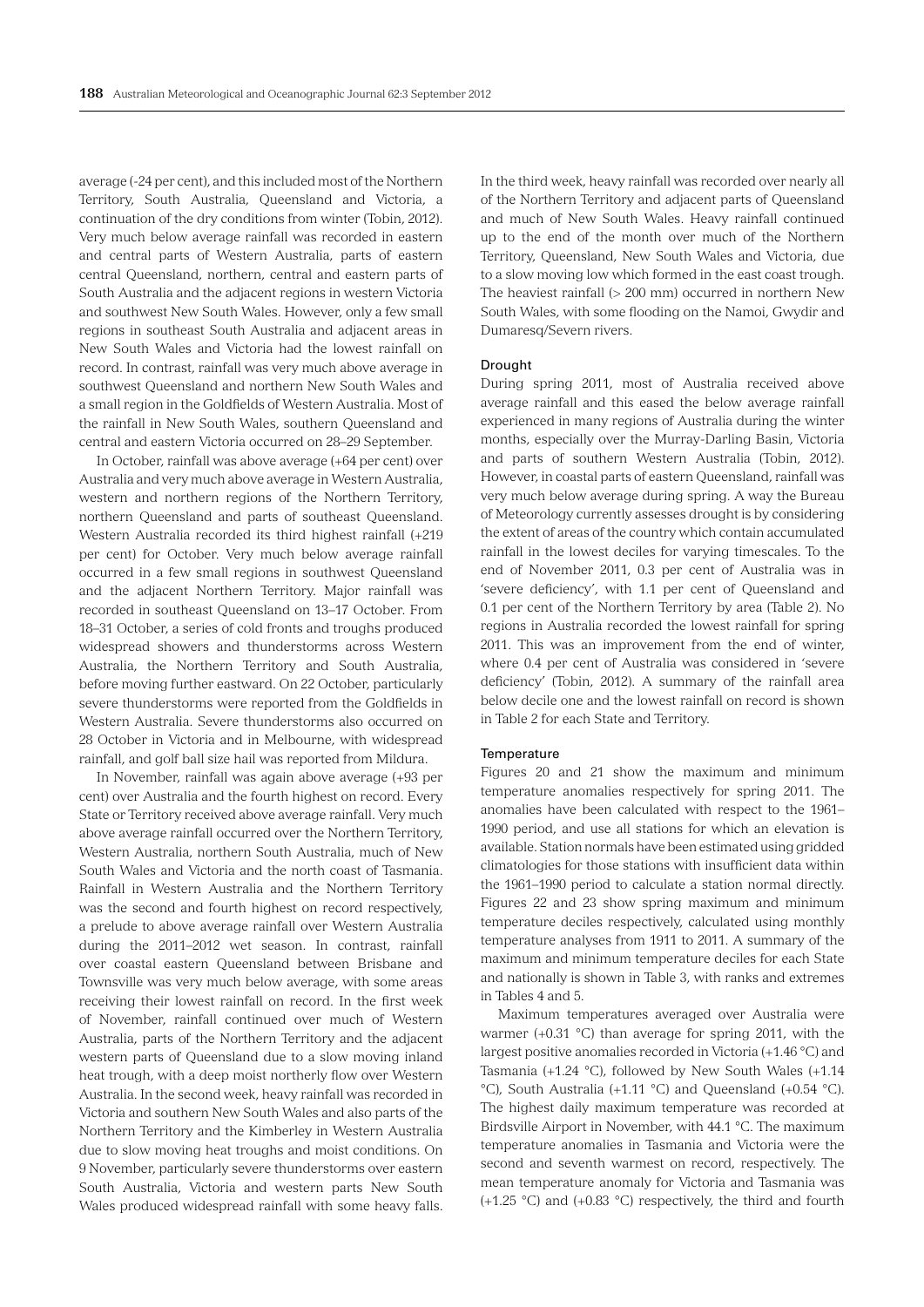average (-24 per cent), and this included most of the Northern Territory, South Australia, Queensland and Victoria, a continuation of the dry conditions from winter (Tobin, 2012). Very much below average rainfall was recorded in eastern and central parts of Western Australia, parts of eastern central Queensland, northern, central and eastern parts of South Australia and the adjacent regions in western Victoria and southwest New South Wales. However, only a few small regions in southeast South Australia and adjacent areas in New South Wales and Victoria had the lowest rainfall on record. In contrast, rainfall was very much above average in southwest Queensland and northern New South Wales and a small region in the Goldfields of Western Australia. Most of the rainfall in New South Wales, southern Queensland and central and eastern Victoria occurred on 28–29 September.

In October, rainfall was above average (+64 per cent) over Australia and very much above average in Western Australia, western and northern regions of the Northern Territory, northern Queensland and parts of southeast Queensland. Western Australia recorded its third highest rainfall (+219 per cent) for October. Very much below average rainfall occurred in a few small regions in southwest Queensland and the adjacent Northern Territory. Major rainfall was recorded in southeast Queensland on 13–17 October. From 18–31 October, a series of cold fronts and troughs produced widespread showers and thunderstorms across Western Australia, the Northern Territory and South Australia, before moving further eastward. On 22 October, particularly severe thunderstorms were reported from the Goldfields in Western Australia. Severe thunderstorms also occurred on 28 October in Victoria and in Melbourne, with widespread rainfall, and golf ball size hail was reported from Mildura.

In November, rainfall was again above average (+93 per cent) over Australia and the fourth highest on record. Every State or Territory received above average rainfall. Very much above average rainfall occurred over the Northern Territory, Western Australia, northern South Australia, much of New South Wales and Victoria and the north coast of Tasmania. Rainfall in Western Australia and the Northern Territory was the second and fourth highest on record respectively, a prelude to above average rainfall over Western Australia during the 2011–2012 wet season. In contrast, rainfall over coastal eastern Queensland between Brisbane and Townsville was very much below average, with some areas receiving their lowest rainfall on record. In the first week of November, rainfall continued over much of Western Australia, parts of the Northern Territory and the adjacent western parts of Queensland due to a slow moving inland heat trough, with a deep moist northerly flow over Western Australia. In the second week, heavy rainfall was recorded in Victoria and southern New South Wales and also parts of the Northern Territory and the Kimberley in Western Australia due to slow moving heat troughs and moist conditions. On 9 November, particularly severe thunderstorms over eastern South Australia, Victoria and western parts New South Wales produced widespread rainfall with some heavy falls. In the third week, heavy rainfall was recorded over nearly all of the Northern Territory and adjacent parts of Queensland and much of New South Wales. Heavy rainfall continued up to the end of the month over much of the Northern Territory, Queensland, New South Wales and Victoria, due to a slow moving low which formed in the east coast trough. The heaviest rainfall (> 200 mm) occurred in northern New South Wales, with some flooding on the Namoi, Gwydir and Dumaresq/Severn rivers.

### Drought

During spring 2011, most of Australia received above average rainfall and this eased the below average rainfall experienced in many regions of Australia during the winter months, especially over the Murray-Darling Basin, Victoria and parts of southern Western Australia (Tobin, 2012). However, in coastal parts of eastern Queensland, rainfall was very much below average during spring. A way the Bureau of Meteorology currently assesses drought is by considering the extent of areas of the country which contain accumulated rainfall in the lowest deciles for varying timescales. To the end of November 2011, 0.3 per cent of Australia was in 'severe deficiency', with 1.1 per cent of Queensland and 0.1 per cent of the Northern Territory by area (Table 2). No regions in Australia recorded the lowest rainfall for spring 2011. This was an improvement from the end of winter, where 0.4 per cent of Australia was considered in 'severe deficiency' (Tobin, 2012). A summary of the rainfall area below decile one and the lowest rainfall on record is shown in Table 2 for each State and Territory.

### Temperature

Figures 20 and 21 show the maximum and minimum temperature anomalies respectively for spring 2011. The anomalies have been calculated with respect to the 1961–1990 period, and use all stations for which an elevation is available. Station normals have been estimated using gridded climatologies for those stations with insufficient data within the 1961–1990 period to calculate a station normal directly. Figures 22 and 23 show spring maximum and minimum temperature deciles respectively, calculated using monthly temperature analyses from 1911 to 2011. A summary of the maximum and minimum temperature deciles for each State and nationally is shown in Table 3, with ranks and extremes in Tables 4 and 5.

Maximum temperatures averaged over Australia were warmer (+0.31 °C) than average for spring 2011, with the largest positive anomalies recorded in Victoria (+1.46 °C) and Tasmania (+1.24 °C), followed by New South Wales (+1.14 °C), South Australia (+1.11 °C) and Queensland (+0.54 °C). The highest daily maximum temperature was recorded at Birdsville Airport in November, with 44.1 °C. The maximum temperature anomalies in Tasmania and Victoria were the second and seventh warmest on record, respectively. The mean temperature anomaly for Victoria and Tasmania was (+1.25 °C) and (+0.83 °C) respectively, the third and fourth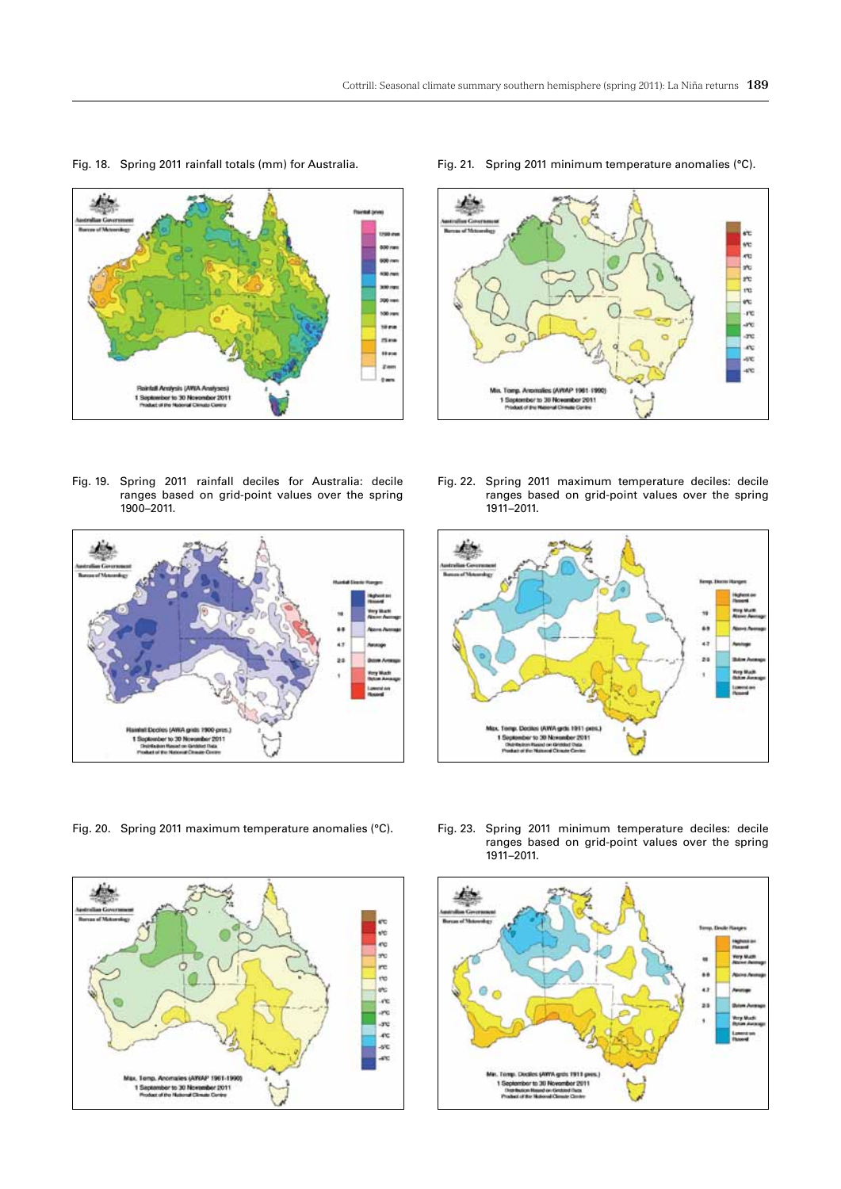Fig. 18. Spring 2011 rainfall totals (mm) for Australia.

Fig. 21. Spring 2011 minimum temperature anomalies (°C).

Fig. 19. Spring 2011 rainfall deciles for Australia: decile ranges based on grid-point values over the spring 1900–2011.

Fig. 22. Spring 2011 maximum temperature deciles: decile ranges based on grid-point values over the spring 1911–2011.

Fig. 20. Spring 2011 maximum temperature anomalies (°C).

Fig. 23. Spring 2011 minimum temperature deciles: decile ranges based on grid-point values over the spring 1911–2011.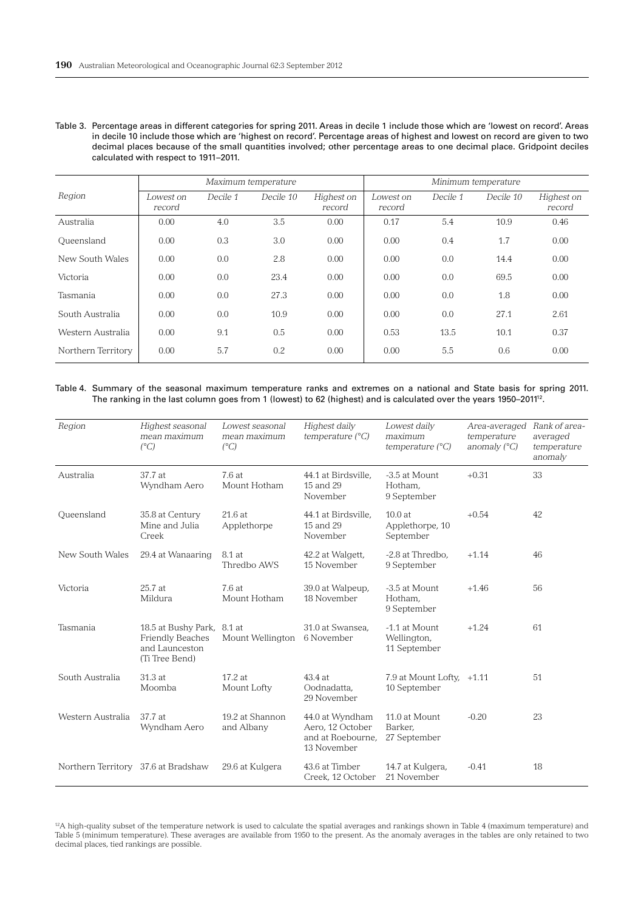Table 3. Percentage areas in different categories for spring 2011. Areas in decile 1 include those which are 'lowest on record'. Areas in decile 10 include those which are 'highest on record'. Percentage areas of highest and lowest on record are given to two decimal places because of the small quantities involved; other percentage areas to one decimal place. Gridpoint deciles calculated with respect to 1911–2011.

| Region | *Maximum temperature* | | | | *Minimum temperature* | | | |
|---|---|---|---|---|---|---|---|---|
| | *Lowest on record* | *Decile 1* | *Decile 10* | *Highest on record* | *Lowest on record* | *Decile 1* | *Decile 10* | *Highest on record* |
| Australia | 0.00 | 4.0 | 3.5 | 0.00 | 0.17 | 5.4 | 10.9 | 0.46 |
| Queensland | 0.00 | 0.3 | 3.0 | 0.00 | 0.00 | 0.4 | 1.7 | 0.00 |
| New South Wales | 0.00 | 0.0 | 2.8 | 0.00 | 0.00 | 0.0 | 14.4 | 0.00 |
| Victoria | 0.00 | 0.0 | 23.4 | 0.00 | 0.00 | 0.0 | 69.5 | 0.00 |
| Tasmania | 0.00 | 0.0 | 27.3 | 0.00 | 0.00 | 0.0 | 1.8 | 0.00 |
| South Australia | 0.00 | 0.0 | 10.9 | 0.00 | 0.00 | 0.0 | 27.1 | 2.61 |
| Western Australia | 0.00 | 9.1 | 0.5 | 0.00 | 0.53 | 13.5 | 10.1 | 0.37 |
| Northern Territory | 0.00 | 5.7 | 0.2 | 0.00 | 0.00 | 5.5 | 0.6 | 0.00 |

Table 4. Summary of the seasonal maximum temperature ranks and extremes on a national and State basis for spring 2011. The ranking in the last column goes from 1 (lowest) to 62 (highest) and is calculated over the years 1950–2011[12].

| *Region* | *Highest seasonal mean maximum (°C)* | *Lowest seasonal mean maximum (°C)* | *Highest daily temperature (°C)* | *Lowest daily maximum temperature (°C)* | *Area-averaged temperature anomaly (°C)* | *Rank of area-averaged temperature anomaly* |
|---|---|---|---|---|---|---|
| Australia | 37.7 at Wyndham Aero | 7.6 at Mount Hotham | 44.1 at Birdsville, 15 and 29 November | -3.5 at Mount Hotham, 9 September | +0.31 | 33 |
| Queensland | 35.8 at Century Mine and Julia Creek | 21.6 at Applethorpe | 44.1 at Birdsville, 15 and 29 November | 10.0 at Applethorpe, 10 September | +0.54 | 42 |
| New South Wales | 29.4 at Wanaaring | 8.1 at Thredbo AWS | 42.2 at Walgett, 15 November | -2.8 at Thredbo, 9 September | +1.14 | 46 |
| Victoria | 25.7 at Mildura | 7.6 at Mount Hotham | 39.0 at Walpeup, 18 November | -3.5 at Mount Hotham, 9 September | +1.46 | 56 |
| Tasmania | 18.5 at Bushy Park, Friendly Beaches and Launceston (Ti Tree Bend) | 8.1 at Mount Wellington | 31.0 at Swansea, 6 November | -1.1 at Mount Wellington, 11 September | +1.24 | 61 |
| South Australia | 31.3 at Moomba | 17.2 at Mount Lofty | 43.4 at Oodnadatta, 29 November | 7.9 at Mount Lofty, 10 September | +1.11 | 51 |
| Western Australia | 37.7 at Wyndham Aero | 19.2 at Shannon and Albany | 44.0 at Wyndham Aero, 12 October and at Roebourne, 13 November | 11.0 at Mount Barker, 27 September | -0.20 | 23 |
| Northern Territory | 37.6 at Bradshaw | 29.6 at Kulgera | 43.6 at Timber Creek, 12 October | 14.7 at Kulgera, 21 November | -0.41 | 18 |

[12]A high-quality subset of the temperature network is used to calculate the spatial averages and rankings shown in Table 4 (maximum temperature) and Table 5 (minimum temperature). These averages are available from 1950 to the present. As the anomaly averages in the tables are only retained to two decimal places, tied rankings are possible.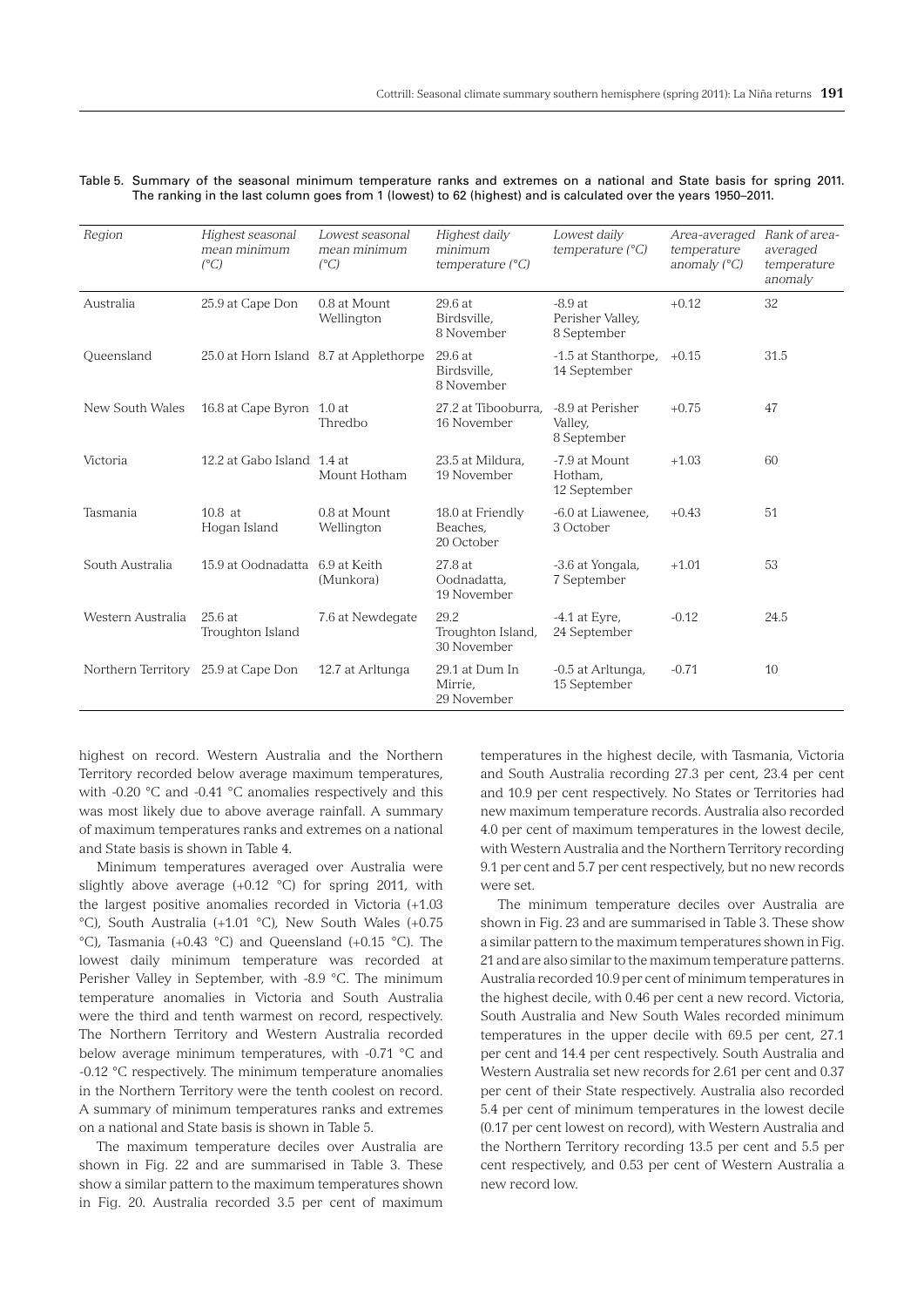Table 5. Summary of the seasonal minimum temperature ranks and extremes on a national and State basis for spring 2011. The ranking in the last column goes from 1 (lowest) to 62 (highest) and is calculated over the years 1950–2011.

| *Region* | *Highest seasonal mean minimum (°C)* | *Lowest seasonal mean minimum (°C)* | *Highest daily minimum temperature (°C)* | *Lowest daily temperature (°C)* | *Area-averaged temperature anomaly (°C)* | *Rank of area-averaged temperature anomaly* |
|---|---|---|---|---|---|---|
| Australia | 25.9 at Cape Don | 0.8 at Mount Wellington | 29.6 at Birdsville, 8 November | -8.9 at Perisher Valley, 8 September | +0.12 | 32 |
| Queensland | 25.0 at Horn Island | 8.7 at Applethorpe | 29.6 at Birdsville, 8 November | -1.5 at Stanthorpe, 14 September | +0.15 | 31.5 |
| New South Wales | 16.8 at Cape Byron | 1.0 at Thredbo | 27.2 at Tibooburra, 16 November | -8.9 at Perisher Valley, 8 September | +0.75 | 47 |
| Victoria | 12.2 at Gabo Island | 1.4 at Mount Hotham | 23.5 at Mildura, 19 November | -7.9 at Mount Hotham, 12 September | +1.03 | 60 |
| Tasmania | 10.8 at Hogan Island | 0.8 at Mount Wellington | 18.0 at Friendly Beaches, 20 October | -6.0 at Liawenee, 3 October | +0.43 | 51 |
| South Australia | 15.9 at Oodnadatta | 6.9 at Keith (Munkora) | 27.8 at Oodnadatta, 19 November | -3.6 at Yongala, 7 September | +1.01 | 53 |
| Western Australia | 25.6 at Troughton Island | 7.6 at Newdegate | 29.2 Troughton Island, 30 November | -4.1 at Eyre, 24 September | -0.12 | 24.5 |
| Northern Territory | 25.9 at Cape Don | 12.7 at Arltunga | 29.1 at Dum In Mirrie, 29 November | -0.5 at Arltunga, 15 September | -0.71 | 10 |

highest on record. Western Australia and the Northern Territory recorded below average maximum temperatures, with -0.20 °C and -0.41 °C anomalies respectively and this was most likely due to above average rainfall. A summary of maximum temperatures ranks and extremes on a national and State basis is shown in Table 4.

Minimum temperatures averaged over Australia were slightly above average (+0.12 °C) for spring 2011, with the largest positive anomalies recorded in Victoria (+1.03 °C), South Australia (+1.01 °C), New South Wales (+0.75 °C), Tasmania (+0.43 °C) and Queensland (+0.15 °C). The lowest daily minimum temperature was recorded at Perisher Valley in September, with -8.9 °C. The minimum temperature anomalies in Victoria and South Australia were the third and tenth warmest on record, respectively. The Northern Territory and Western Australia recorded below average minimum temperatures, with -0.71 °C and -0.12 °C respectively. The minimum temperature anomalies in the Northern Territory were the tenth coolest on record. A summary of minimum temperatures ranks and extremes on a national and State basis is shown in Table 5.

The maximum temperature deciles over Australia are shown in Fig. 22 and are summarised in Table 3. These show a similar pattern to the maximum temperatures shown in Fig. 20. Australia recorded 3.5 per cent of maximum temperatures in the highest decile, with Tasmania, Victoria and South Australia recording 27.3 per cent, 23.4 per cent and 10.9 per cent respectively. No States or Territories had new maximum temperature records. Australia also recorded 4.0 per cent of maximum temperatures in the lowest decile, with Western Australia and the Northern Territory recording 9.1 per cent and 5.7 per cent respectively, but no new records were set.

The minimum temperature deciles over Australia are shown in Fig. 23 and are summarised in Table 3. These show a similar pattern to the maximum temperatures shown in Fig. 21 and are also similar to the maximum temperature patterns. Australia recorded 10.9 per cent of minimum temperatures in the highest decile, with 0.46 per cent a new record. Victoria, South Australia and New South Wales recorded minimum temperatures in the upper decile with 69.5 per cent, 27.1 per cent and 14.4 per cent respectively. South Australia and Western Australia set new records for 2.61 per cent and 0.37 per cent of their State respectively. Australia also recorded 5.4 per cent of minimum temperatures in the lowest decile (0.17 per cent lowest on record), with Western Australia and the Northern Territory recording 13.5 per cent and 5.5 per cent respectively, and 0.53 per cent of Western Australia a new record low.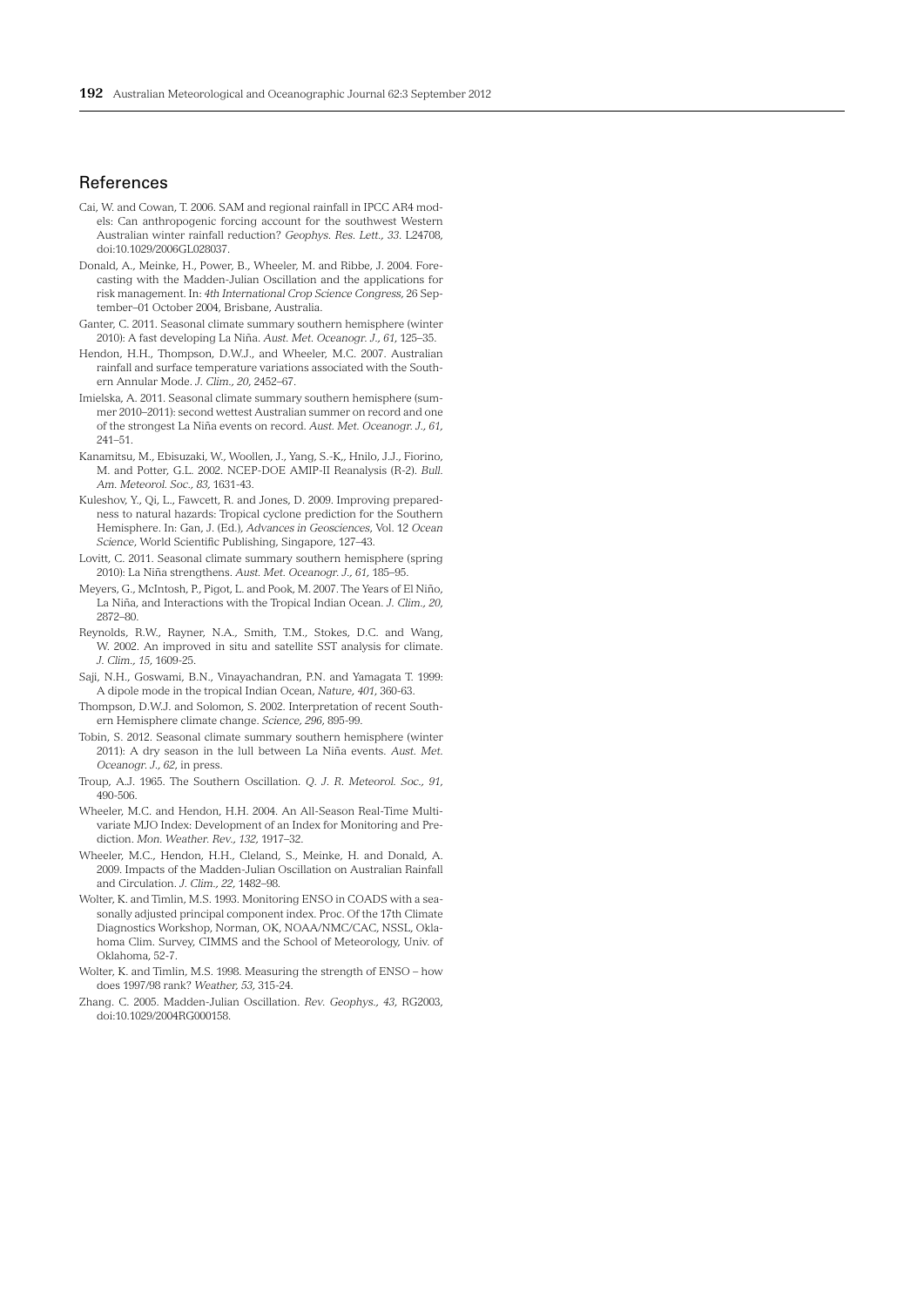## References

Cai, W. and Cowan, T. 2006. SAM and regional rainfall in IPCC AR4 models: Can anthropogenic forcing account for the southwest Western Australian winter rainfall reduction? *Geophys. Res. Lett., 33*. L24708, doi:10.1029/2006GL028037.

Donald, A., Meinke, H., Power, B., Wheeler, M. and Ribbe, J. 2004. Forecasting with the Madden-Julian Oscillation and the applications for risk management. In: *4th International Crop Science Congress*, 26 September–01 October 2004, Brisbane, Australia.

Ganter, C. 2011. Seasonal climate summary southern hemisphere (winter 2010): A fast developing La Niña. *Aust. Met. Oceanogr. J., 61*, 125–35.

Hendon, H.H., Thompson, D.W.J., and Wheeler, M.C. 2007. Australian rainfall and surface temperature variations associated with the Southern Annular Mode. *J. Clim., 20*, 2452–67.

Imielska, A. 2011. Seasonal climate summary southern hemisphere (summer 2010–2011): second wettest Australian summer on record and one of the strongest La Niña events on record. *Aust. Met. Oceanogr. J., 61*, 241–51.

Kanamitsu, M., Ebisuzaki, W., Woollen, J., Yang, S.-K,, Hnilo, J.J., Fiorino, M. and Potter, G.L. 2002. NCEP-DOE AMIP-II Reanalysis (R-2). *Bull. Am. Meteorol. Soc., 83*, 1631-43.

Kuleshov, Y., Qi, L., Fawcett, R. and Jones, D. 2009. Improving preparedness to natural hazards: Tropical cyclone prediction for the Southern Hemisphere. In: Gan, J. (Ed.), *Advances in Geosciences*, Vol. 12 *Ocean Science*, World Scientific Publishing, Singapore, 127–43.

Lovitt, C. 2011. Seasonal climate summary southern hemisphere (spring 2010): La Niña strengthens. *Aust. Met. Oceanogr. J., 61*, 185–95.

Meyers, G., McIntosh, P., Pigot, L. and Pook, M. 2007. The Years of El Niño, La Niña, and Interactions with the Tropical Indian Ocean. *J. Clim., 20*, 2872–80.

Reynolds, R.W., Rayner, N.A., Smith, T.M., Stokes, D.C. and Wang, W. 2002. An improved in situ and satellite SST analysis for climate. *J. Clim., 15*, 1609-25.

Saji, N.H., Goswami, B.N., Vinayachandran, P.N. and Yamagata T. 1999: A dipole mode in the tropical Indian Ocean, *Nature*, *401*, 360-63.

Thompson, D.W.J. and Solomon, S. 2002. Interpretation of recent Southern Hemisphere climate change. *Science, 296*, 895-99.

Tobin, S. 2012. Seasonal climate summary southern hemisphere (winter 2011): A dry season in the lull between La Niña events. *Aust. Met. Oceanogr. J., 62*, in press.

Troup, A.J. 1965. The Southern Oscillation. *Q. J. R. Meteorol. Soc., 91*, 490-506.

Wheeler, M.C. and Hendon, H.H. 2004. An All-Season Real-Time Multivariate MJO Index: Development of an Index for Monitoring and Prediction. *Mon. Weather. Rev., 132*, 1917–32.

Wheeler, M.C., Hendon, H.H., Cleland, S., Meinke, H. and Donald, A. 2009. Impacts of the Madden-Julian Oscillation on Australian Rainfall and Circulation. *J. Clim., 22*, 1482–98.

Wolter, K. and Timlin, M.S. 1993. Monitoring ENSO in COADS with a seasonally adjusted principal component index. Proc. Of the 17th Climate Diagnostics Workshop, Norman, OK, NOAA/NMC/CAC, NSSL, Oklahoma Clim. Survey, CIMMS and the School of Meteorology, Univ. of Oklahoma, 52-7.

Wolter, K. and Timlin, M.S. 1998. Measuring the strength of ENSO – how does 1997/98 rank? *Weather, 53*, 315-24.

Zhang. C. 2005. Madden-Julian Oscillation. *Rev. Geophys., 43*, RG2003, doi:10.1029/2004RG000158.